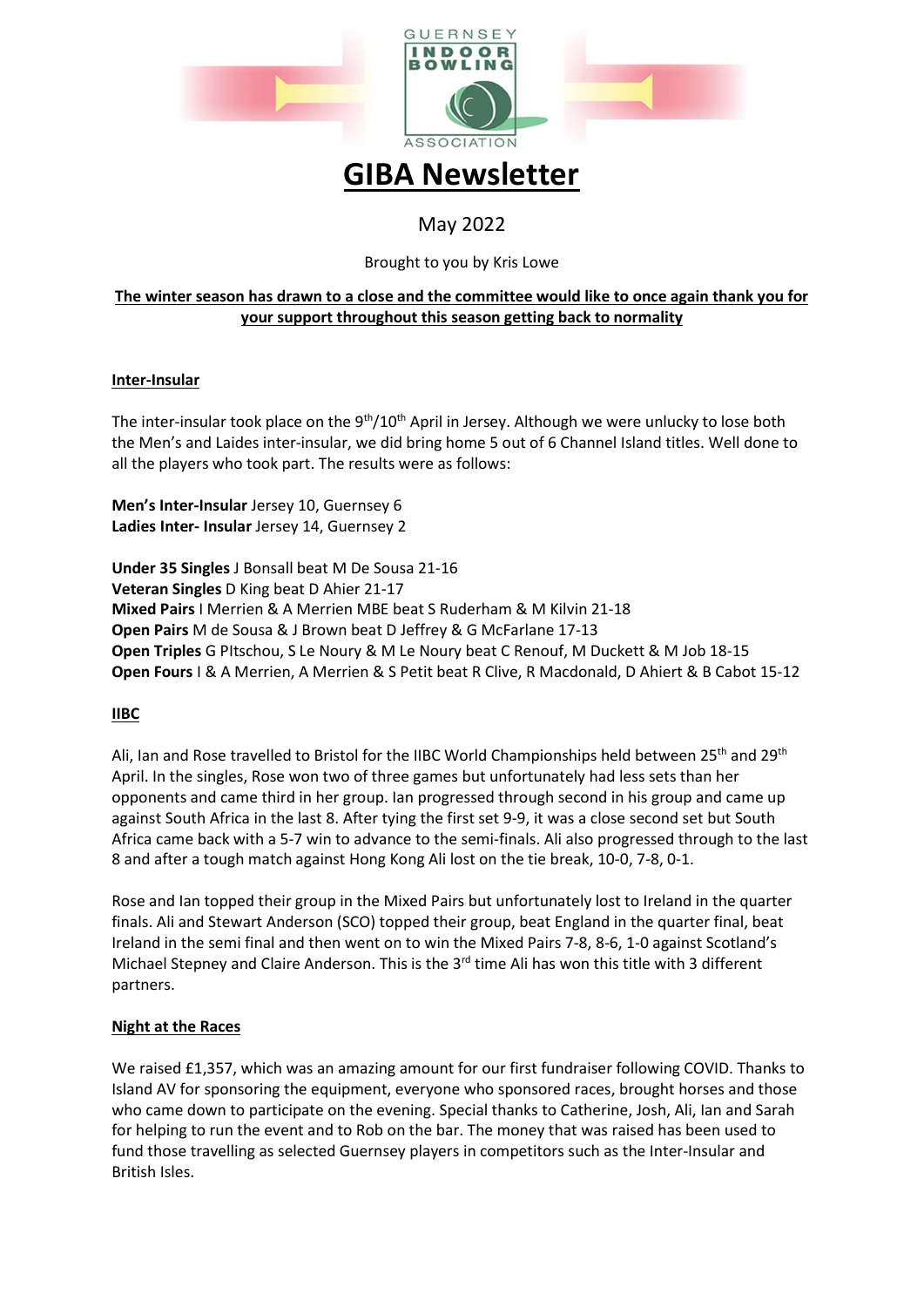# GIBA Newsletter

May 2022

Brought to you by Kris Lowe

**The winter season has drawn to a close and the committee would like to once again thank you for your support throughout this season getting back to normality**

## Inter-Insular

The inter-insular took place on the 9th/10th April in Jersey. Although we were unlucky to lose both the Men's and Laides inter-insular, we did bring home 5 out of 6 Channel Island titles. Well done to all the players who took part. The results were as follows:

**Men's Inter-Insular** Jersey 10, Guernsey 6
**Ladies Inter- Insular** Jersey 14, Guernsey 2

**Under 35 Singles** J Bonsall beat M De Sousa 21-16
**Veteran Singles** D King beat D Ahier 21-17
**Mixed Pairs** I Merrien & A Merrien MBE beat S Ruderham & M Kilvin 21-18
**Open Pairs** M de Sousa & J Brown beat D Jeffrey & G McFarlane 17-13
**Open Triples** G PItschou, S Le Noury & M Le Noury beat C Renouf, M Duckett & M Job 18-15
**Open Fours** I & A Merrien, A Merrien & S Petit beat R Clive, R Macdonald, D Ahiert & B Cabot 15-12

## IIBC

Ali, Ian and Rose travelled to Bristol for the IIBC World Championships held between 25th and 29th April. In the singles, Rose won two of three games but unfortunately had less sets than her opponents and came third in her group. Ian progressed through second in his group and came up against South Africa in the last 8. After tying the first set 9-9, it was a close second set but South Africa came back with a 5-7 win to advance to the semi-finals. Ali also progressed through to the last 8 and after a tough match against Hong Kong Ali lost on the tie break, 10-0, 7-8, 0-1.

Rose and Ian topped their group in the Mixed Pairs but unfortunately lost to Ireland in the quarter finals. Ali and Stewart Anderson (SCO) topped their group, beat England in the quarter final, beat Ireland in the semi final and then went on to win the Mixed Pairs 7-8, 8-6, 1-0 against Scotland's Michael Stepney and Claire Anderson. This is the 3rd time Ali has won this title with 3 different partners.

## Night at the Races

We raised £1,357, which was an amazing amount for our first fundraiser following COVID. Thanks to Island AV for sponsoring the equipment, everyone who sponsored races, brought horses and those who came down to participate on the evening. Special thanks to Catherine, Josh, Ali, Ian and Sarah for helping to run the event and to Rob on the bar. The money that was raised has been used to fund those travelling as selected Guernsey players in competitors such as the Inter-Insular and British Isles.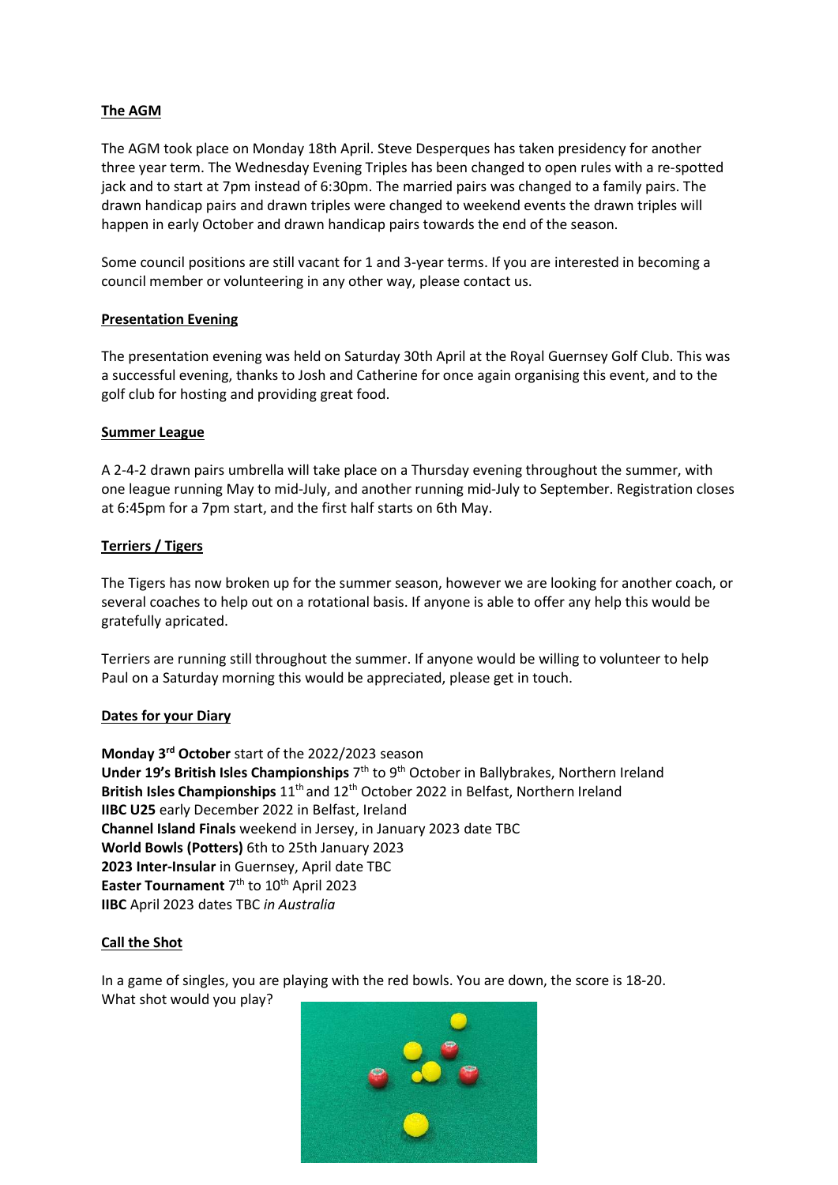**The AGM**

The AGM took place on Monday 18th April. Steve Desperques has taken presidency for another three year term. The Wednesday Evening Triples has been changed to open rules with a re-spotted jack and to start at 7pm instead of 6:30pm. The married pairs was changed to a family pairs. The drawn handicap pairs and drawn triples were changed to weekend events the drawn triples will happen in early October and drawn handicap pairs towards the end of the season.

Some council positions are still vacant for 1 and 3-year terms. If you are interested in becoming a council member or volunteering in any other way, please contact us.

**Presentation Evening**

The presentation evening was held on Saturday 30th April at the Royal Guernsey Golf Club. This was a successful evening, thanks to Josh and Catherine for once again organising this event, and to the golf club for hosting and providing great food.

**Summer League**

A 2-4-2 drawn pairs umbrella will take place on a Thursday evening throughout the summer, with one league running May to mid-July, and another running mid-July to September. Registration closes at 6:45pm for a 7pm start, and the first half starts on 6th May.

**Terriers / Tigers**

The Tigers has now broken up for the summer season, however we are looking for another coach, or several coaches to help out on a rotational basis. If anyone is able to offer any help this would be gratefully apricated.

Terriers are running still throughout the summer. If anyone would be willing to volunteer to help Paul on a Saturday morning this would be appreciated, please get in touch.

**Dates for your Diary**

**Monday 3rd October** start of the 2022/2023 season
**Under 19's British Isles Championships** 7th to 9th October in Ballybrakes, Northern Ireland
**British Isles Championships** 11th and 12th October 2022 in Belfast, Northern Ireland
**IIBC U25** early December 2022 in Belfast, Ireland
**Channel Island Finals** weekend in Jersey, in January 2023 date TBC
**World Bowls (Potters)** 6th to 25th January 2023
**2023 Inter-Insular** in Guernsey, April date TBC
**Easter Tournament** 7th to 10th April 2023
**IIBC** April 2023 dates TBC *in Australia*

**Call the Shot**

In a game of singles, you are playing with the red bowls. You are down, the score is 18-20. What shot would you play?